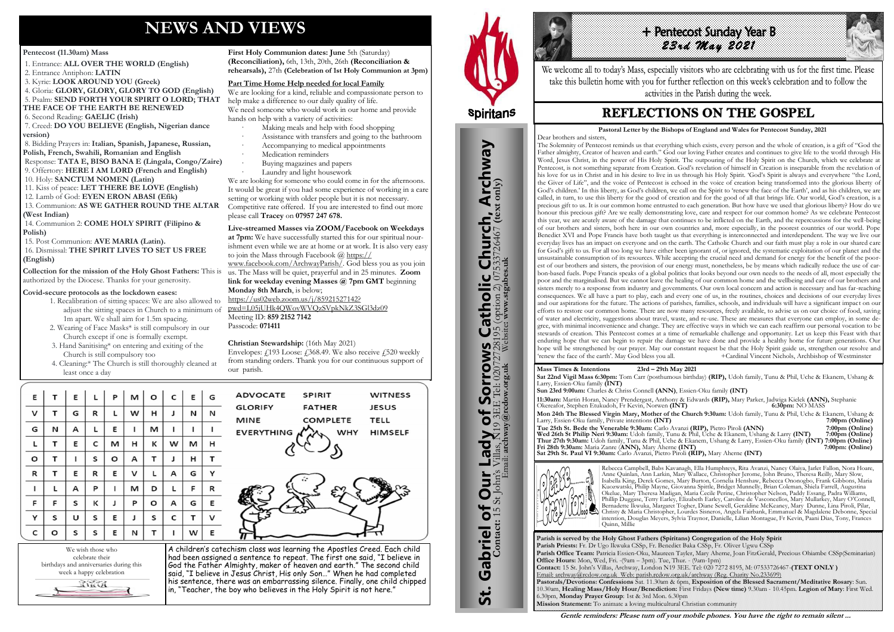# NEWS AND VIEWS

**Pentecost (11.30am) Mass**

1. Entrance: **ALL OVER THE WORLD (English)**
2. Entrance Antiphon: **LATIN**
3. Kyrie: **LOOK AROUND YOU (Greek)**
4. Gloria: **GLORY, GLORY, GLORY TO GOD (English)**
5. Psalm: **SEND FORTH YOUR SPIRIT O LORD; THAT THE FACE OF THE EARTH BE RENEWED**
6. Second Reading: **GAELIC (Irish)**
7. Creed: **DO YOU BELIEVE (English, Nigerian dance version)**
8. Bidding Prayers in: **Italian, Spanish, Japanese, Russian, Polish, French, Swahili, Romanian and English**
   Response: **TATA E, BISO BANA E (Lingala, Congo/Zaire)**
9. Offertory: **HERE I AM LORD (French and English)**
10. Holy: **SANCTUM NOMEN (Latin)**
11. Kiss of peace: **LET THERE BE LOVE (English)**
12. Lamb of God: **EYEN ERON ABASI (Efik)**
13. Communion: **AS WE GATHER ROUND THE ALTAR (West Indian)**
14. Communion 2: **COME HOLY SPIRIT (Filipino & Polish)**
15. Post Communion: **AVE MARIA (Latin).**
16. Dismissal: **THE SPIRIT LIVES TO SET US FREE (English)**

**Collection for the mission of the Holy Ghost Fathers:** This is authorized by the Diocese. Thanks for your generosity.

**Covid-secure protocols as the lockdown eases:**

1. Recalibration of sitting spaces: We are also allowed to adjust the sitting spaces in Church to a minimum of 1m apart. We shall aim for 1.5m spacing.
2. Wearing of Face Masks* is still compulsory in our Church except if one is formally exempt.
3. Hand Sanitising* on entering and exiting of the Church is still compulsory too
4. Cleaning:* The Church is still thoroughly cleaned at least once a day

**First Holy Communion dates: June** 5th (Saturday) **(Reconciliation),** 6th, 13th, 20th, 26th **(Reconciliation & rehearsals),** 27th **(Celebration of 1st Holy Communion at 3pm)**

**Part Time Home Help needed for local Family**

We are looking for a kind, reliable and compassionate person to help make a difference to our daily quality of life.
We need someone who would work in our home and provide hands on help with a variety of activities:

- Making meals and help with food shopping
- Assistance with transfers and going to the bathroom
- Accompanying to medical appointments
- Medication reminders
- Buying magazines and papers
- Laundry and light housework

We are looking for someone who could come in for the afternoons. It would be great if you had some experience of working in a care setting or working with older people but it is not necessary. Competitive rate offered. If you are interested to find out more please call **Tracey** on **07957 247 678.**

**Live-streamed Masses via ZOOM/Facebook on Weekdays at 7pm:** We have successfully started this for our spiritual nourishment even while we are at home or at work. It is also very easy to join the Mass through Facebook @ https://www.facebook.com/ArchwayParish/. God bless you as you join us. The Mass will be quiet, prayerful and in 25 minutes. **Zoom link for weekday evening Masses @ 7pm GMT** beginning **Monday 8th March**, is below;
https://us02web.zoom.us/j/85921527142?pwd=L05jUHk4QWovWVQzSVpkNkZ3SGl3dz09
Meeting ID: **859 2152 7142**
Passcode: **071411**

**Christian Stewardship:** (16th May 2021)
Envelopes: £193 Loose: £368.49. We also receive £520 weekly from standing orders. Thank you for our continuous support of our parish.

| E | T | E | L | P | M | O | C | E | G |
|---|---|---|---|---|---|---|---|---|---|
| V | T | G | R | L | W | H | J | N | N |
| G | N | A | L | E | I | M | I | I | I |
| L | T | E | C | M | H | K | W | M | H |
| O | T | I | S | O | A | T | J | H | T |
| R | T | E | R | E | V | L | A | G | Y |
| I | L | A | P | I | M | D | L | F | R |
| F | F | S | K | J | P | O | A | G | E |
| Y | S | U | S | E | J | S | C | T | V |
| C | O | S | S | E | N | T | I | W | E |

ADVOCATE, SPIRIT, WITNESS, GLORIFY, FATHER, JESUS, MINE, COMPLETE, TELL, EVERYTHING, WHY, HIMSELF

We wish those who celebrate their birthdays and anniversaries during this week a happy celebration

A children's catechism class was learning the Apostles Creed. Each child had been assigned a sentence to repeat. The first one said, "I believe in God the Father Almighty, maker of heaven and earth." The second child said, "I believe in Jesus Christ, His only Son…" When he had completed his sentence, there was an embarrassing silence. Finally, one child chipped in, "Teacher, the boy who believes in the Holy Spirit is not here."

Spiritans

**St. Gabriel of Our Lady of Sorrows Catholic Church, Archway**
**Contact:** 15 St John's Villas, N19 3EE Tel: 02072728195 (option 2) 07533726467 **(text only)**
Email: **archway@rcdow.org.uk** Website: **www.stgabes.uk**

# + Pentecost Sunday Year B
## 23rd May 2021

We welcome all to today's Mass, especially visitors who are celebrating with us for the first time. Please take this bulletin home with you for further reflection on this week's celebration and to follow the activities in the Parish during the week.

# REFLECTIONS ON THE GOSPEL

**Pastoral Letter by the Bishops of England and Wales for Pentecost Sunday, 2021**

Dear brothers and sisters,

The Solemnity of Pentecost reminds us that everything which exists, every person and the whole of creation, is a gift of "God the Father almighty, Creator of heaven and earth." God our loving Father creates and continues to give life to the world through His Word, Jesus Christ, in the power of His Holy Spirit. The outpouring of the Holy Spirit on the Church, which we celebrate at Pentecost, is not something separate from Creation. God's revelation of himself in Creation is inseparable from the revelation of his love for us in Christ and in his desire to live in us through his Holy Spirit. 'God's Spirit is always and everywhere "the Lord, the Giver of Life", and the voice of Pentecost is echoed in the voice of creation being transformed into the glorious liberty of God's children.' In this liberty, as God's children, we call on the Spirit to 'renew the face of the Earth', and as his children, we are called, in turn, to use this liberty for the good of creation and for the good of all that brings life. Our world, God's creation, is a precious gift to us. It is our common home entrusted to each generation. But how have we used that glorious liberty? How do we honour this precious gift? Are we really demonstrating love, care and respect for our common home? As we celebrate Pentecost this year, we are acutely aware of the damage that continues to be inflicted on the Earth, and the repercussions for the well-being of our brothers and sisters, both here in our own countries and, more especially, in the poorest countries of our world. Pope Benedict XVI and Pope Francis have both taught us that everything is interconnected and interdependent. The way we live our everyday lives has an impact on everyone and on the earth. The Catholic Church and our faith must play a role in our shared care for God's gift to us. For all too long we have either been ignorant of, or ignored, the systematic exploitation of our planet and the unsustainable consumption of its resources. While accepting the crucial need and demand for energy for the benefit of the poorest of our brothers and sisters, the provision of our energy must, nonetheless, be by means which radically reduce the use of carbon-based fuels. Pope Francis speaks of a global politics that looks beyond our own needs to the needs of all, most especially the poor and the marginalised. But we cannot leave the healing of our common home and the wellbeing and care of our brothers and sisters merely to a response from industry and governments. Our own local concern and action is necessary and has far-reaching consequences. We all have a part to play, each and every one of us, in the routines, choices and decisions of our everyday lives and our aspirations for the future. The actions of parishes, families, schools, and individuals will have a significant impact on our efforts to restore our common home. There are now many resources, freely available, to advise us on our choice of food, saving of water and electricity, suggestions about travel, waste, and re-use. These are measures that everyone can employ, in some degree, with minimal inconvenience and change. They are effective ways in which we can each reaffirm our personal vocation to be stewards of creation. This Pentecost comes at a time of remarkable challenge and opportunity. Let us keep this Feast with that enduring hope that we can begin to repair the damage we have done and provide a healthy home for future generations. Our hope will be strengthened by our prayer. May our constant request be that the Holy Spirit guide us, strengthen our resolve and 'renew the face of the earth'. May God bless you all. +Cardinal Vincent Nichols, Archbishop of Westminster

**Mass Times & Intentions 23rd – 29th May 2021**

**Sat 22nd Vigil Mass 6:30pm:** Tom Carr (posthumous birthday) **(RIP),** Udoh family, Tunu & Phil, Uche & Ekanem, Ushang & Larry, Essien-Oku family **(INT)**
**Sun 23rd 9:00am:** Charles & Chriss Connell **(ANN)**, Essien-Oku family **(INT)**
**11:30am:** Martin Horan, Nancy Prendergast, Anthony & Edwards **(RIP),** Mary Parker, Jadwiga Kielek **(ANN),** Stephanie Okereafor, Stephen Etukudoh, Fr Kevin, Norwen **(INT)** **6:30pm:** NO MASS
**Mon 24th The Blessed Virgin Mary, Mother of the Church 9:30am:** Udoh family, Tunu & Phil, Uche & Ekanem, Ushang & Larry, Essien-Oku family, Private intentions **(INT)** **7:00pm (Online)**
**Tue 25th St. Bede the Venerable 9:30am:** Carlo Avanzi **(RIP),** Pietro Piroli **(ANN)** **7:00pm (Online)**
**Wed 26th St Philip Neri 9:30am:** Udoh family, Tunu & Phil, Uche & Ekanem, Ushang & Larry **(INT)** **7:00pm (Online)**
**Thur 27th 9:30am:** Udoh family, Tunu & Phil, Uche & Ekanem, Ushang & Larry, Essien-Oku family **(INT)** **7:00pm (Online)**
**Fri 28th 9:30am:** Maria Zanre **(ANN),** Mary Aherne **(INT)** **7:00pm: (Online)**
**Sat 29th St. Paul VI 9:30am:** Carlo Avanzi, Pietro Piroli **(RIP),** Mary Aherne **(INT)**

Please Pray for…

Rebecca Campbell, Babs Kavanagh, Ella Humphreys, Rita Avanzi, Nancy Olaiya, Jarlet Fallon, Nora Hoare, Anne Quinlan, Ann Larkin, Mary Wallace, Christopher Jerome, John Bruno, Theresa Reilly, Mary Slow, Isabella King, Derek Gomes, Mary Burton, Cornelia Henshaw, Rebecca Ononogbo, Frank Gibbons, Maria Kuozwatski, Philip Mayne, Giovanna Spittle, Bridget Munnelly, Brian Coleman, Shiela Farrell, Augustina Okelue, Mary Theresa Madigan, Maria Cecile Perine, Christopher Nelson, Paddy Essang, Padra Williams, Phillip Duggase, Terry Earley, Elizabeth Earley, Caroline de Vasconcellos, Mary Mullarkey, Mary O'Connell, Bernadette Ikwuka, Margaret Togher, Diane Sewell, Geraldine McKeaney, Mary Dunne, Lina Piroli, Pilar, Christy & Maria Christopher, Lourdes Sisneros, Angela Fairbank, Emmanuel & Magdalene Debonne, Special intention, Douglas Meyers, Sylvia Traynor, Danielle, Lilian Montague, Fr Kevin, Paani Dias, Tony, Frances Quinn, Millie

**Parish is served by the Holy Ghost Fathers (Spiritans) Congregation of the Holy Spirit**
**Parish Priests:** Fr. Dr Ugo Ikwuka CSSp, Fr. Benedict Baka CSSp, Fr. Oliver Ugwu CSSp
**Parish Office Team:** Patricia Essien-Oku, Maureen Tayler, Mary Aherne, Joan FitzGerald, Precious Obiambe CSSp(Seminarian)
**Office Hours:** Mon, Wed, Fri. - (9am – 3pm). Tue, Thur. - (9am-1pm)
**Contact:** 15 St. John's Villas, Archway, London N19 3EE. Tel: 020 7272 8195, M: 07533726467 **(TEXT ONLY )**
Email: archway@rcdow.org.uk. Web: parish.rcdow.org.uk/archway (Reg. Charity No.233699)
**Pastorals/Devotions: Confessions** Sat. 11.30am & 6pm, **Exposition of the Blessed Sacrament/Meditative Rosary**: Sun. 10.30am, **Healing Mass/Holy Hour/Benediction:** First Fridays **(New time)** 9.30am - 10.45pm. **Legion of Mary**: First Wed. 6.30pm, **Monday Prayer Group**: 1st & 3rd Mon. 6.30pm
**Mission Statement:** To animate a loving multicultural Christian community

*Gentle reminders: Please turn off your mobile phones. You have the right to remain silent …*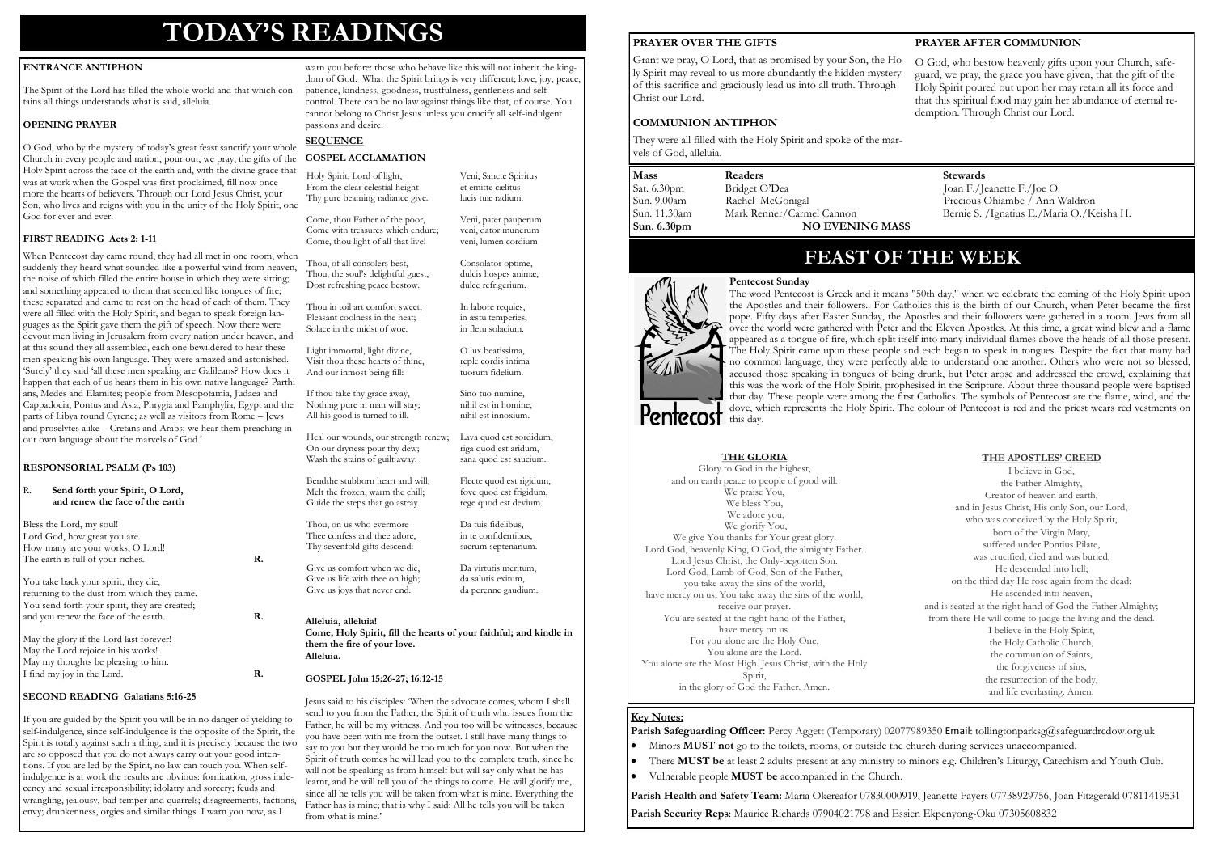# TODAY'S READINGS

### ENTRANCE ANTIPHON

The Spirit of the Lord has filled the whole world and that which contains all things understands what is said, alleluia.

### OPENING PRAYER

O God, who by the mystery of today's great feast sanctify your whole Church in every people and nation, pour out, we pray, the gifts of the Holy Spirit across the face of the earth and, with the divine grace that was at work when the Gospel was first proclaimed, fill now once more the hearts of believers. Through our Lord Jesus Christ, your Son, who lives and reigns with you in the unity of the Holy Spirit, one God for ever and ever.

### FIRST READING Acts 2: 1-11

When Pentecost day came round, they had all met in one room, when suddenly they heard what sounded like a powerful wind from heaven, the noise of which filled the entire house in which they were sitting; and something appeared to them that seemed like tongues of fire; these separated and came to rest on the head of each of them. They were all filled with the Holy Spirit, and began to speak foreign languages as the Spirit gave them the gift of speech. Now there were devout men living in Jerusalem from every nation under heaven, and at this sound they all assembled, each one bewildered to hear these men speaking his own language. They were amazed and astonished. 'Surely' they said 'all these men speaking are Galileans? How does it happen that each of us hears them in his own native language? Parthians, Medes and Elamites; people from Mesopotamia, Judaea and Cappadocia, Pontus and Asia, Phrygia and Pamphylia, Egypt and the parts of Libya round Cyrene; as well as visitors from Rome – Jews and proselytes alike – Cretans and Arabs; we hear them preaching in our own language about the marvels of God.'

### RESPONSORIAL PSALM (Ps 103)

R. **Send forth your Spirit, O Lord, and renew the face of the earth**

Bless the Lord, my soul!
Lord God, how great you are.
How many are your works, O Lord!
The earth is full of your riches. **R.**

You take back your spirit, they die,
returning to the dust from which they came.
You send forth your spirit, they are created;
and you renew the face of the earth. **R.**

May the glory if the Lord last forever!
May the Lord rejoice in his works!
May my thoughts be pleasing to him.
I find my joy in the Lord. **R.**

### SECOND READING Galatians 5:16-25

If you are guided by the Spirit you will be in no danger of yielding to self-indulgence, since self-indulgence is the opposite of the Spirit, the Spirit is totally against such a thing, and it is precisely because the two are so opposed that you do not always carry out your good intentions. If you are led by the Spirit, no law can touch you. When self-indulgence is at work the results are obvious: fornication, gross indecency and sexual irresponsibility; idolatry and sorcery; feuds and wrangling, jealousy, bad temper and quarrels; disagreements, factions, envy; drunkenness, orgies and similar things. I warn you now, as I warn you before: those who behave like this will not inherit the kingdom of God. What the Spirit brings is very different; love, joy, peace, patience, kindness, goodness, trustfulness, gentleness and self-control. There can be no law against things like that, of course. You cannot belong to Christ Jesus unless you crucify all self-indulgent passions and desire.

### SEQUENCE

### GOSPEL ACCLAMATION

| | |
|---|---|
| Holy Spirit, Lord of light,<br>From the clear celestial height<br>Thy pure beaming radiance give. | Veni, Sancte Spiritus<br>et emitte cælitus<br>lucis tuæ radium. |
| Come, thou Father of the poor,<br>Come with treasures which endure;<br>Come, thou light of all that live! | Veni, pater pauperum<br>veni, dator munerum<br>veni, lumen cordium |
| Thou, of all consolers best,<br>Thou, the soul's delightful guest,<br>Dost refreshing peace bestow. | Consolator optime,<br>dulcis hospes animæ,<br>dulce refrigerium. |
| Thou in toil art comfort sweet;<br>Pleasant coolness in the heat;<br>Solace in the midst of woe. | In labore requies,<br>in æstu temperies,<br>in fletu solacium. |
| Light immortal, light divine,<br>Visit thou these hearts of thine,<br>And our inmost being fill: | O lux beatissima,<br>reple cordis intima<br>tuorum fidelium. |
| If thou take thy grace away,<br>Nothing pure in man will stay;<br>All his good is turned to ill. | Sino tuo numine,<br>nihil est in homine,<br>nihil est innoxium. |
| Heal our wounds, our strength renew;<br>On our dryness pour thy dew;<br>Wash the stains of guilt away. | Lava quod est sordidum,<br>riga quod est aridum,<br>sana quod est saucium. |
| Bendthe stubborn heart and will;<br>Melt the frozen, warm the chill;<br>Guide the steps that go astray. | Flecte quod est rigidum,<br>fove quod est frigidum,<br>rege quod est devium. |
| Thou, on us who evermore<br>Thee confess and thee adore,<br>Thy sevenfold gifts descend: | Da tuis fidelibus,<br>in te confidentibus,<br>sacrum septenarium. |
| Give us comfort when we die,<br>Give us life with thee on high;<br>Give us joys that never end. | Da virtutis meritum,<br>da salutis exitum,<br>da perenne gaudium. |

**Alleluia, alleluia!**
**Come, Holy Spirit, fill the hearts of your faithful; and kindle in them the fire of your love.**
**Alleluia.**

### GOSPEL John 15:26-27; 16:12-15

Jesus said to his disciples: 'When the advocate comes, whom I shall send to you from the Father, the Spirit of truth who issues from the Father, he will be my witness. And you too will be witnesses, because you have been with me from the outset. I still have many things to say to you but they would be too much for you now. But when the Spirit of truth comes he will lead you to the complete truth, since he will not be speaking as from himself but will say only what he has learnt, and he will tell you of the things to come. He will glorify me, since all he tells you will be taken from what is mine. Everything the Father has is mine; that is why I said: All he tells you will be taken from what is mine.'

### PRAYER OVER THE GIFTS

Grant we pray, O Lord, that as promised by your Son, the Holy Spirit may reveal to us more abundantly the hidden mystery of this sacrifice and graciously lead us into all truth. Through Christ our Lord.

### COMMUNION ANTIPHON

They were all filled with the Holy Spirit and spoke of the marvels of God, alleluia.

### PRAYER AFTER COMMUNION

O God, who bestow heavenly gifts upon your Church, safeguard, we pray, the grace you have given, that the gift of the Holy Spirit poured out upon her may retain all its force and that this spiritual food may gain her abundance of eternal redemption. Through Christ our Lord.

| Mass | Readers | Stewards |
|---|---|---|
| Sat. 6.30pm | Bridget O'Dea | Joan F./Jeanette F./Joe O. |
| Sun. 9.00am | Rachel McGonigal | Precious Ohiambe / Ann Waldron |
| Sun. 11.30am | Mark Renner/Carmel Cannon | Bernie S. /Ignatius E./Maria O./Keisha H. |
| **Sun. 6.30pm** | **NO EVENING MASS** | |

# FEAST OF THE WEEK

**Pentecost Sunday**

The word Pentecost is Greek and it means "50th day," when we celebrate the coming of the Holy Spirit upon the Apostles and their followers.. For Catholics this is the birth of our Church, when Peter became the first pope. Fifty days after Easter Sunday, the Apostles and their followers were gathered in a room. Jews from all over the world were gathered with Peter and the Eleven Apostles. At this time, a great wind blew and a flame appeared as a tongue of fire, which split itself into many individual flames above the heads of all those present. The Holy Spirit came upon these people and each began to speak in tongues. Despite the fact that many had no common language, they were perfectly able to understand one another. Others who were not so blessed, accused those speaking in tongues of being drunk, but Peter arose and addressed the crowd, explaining that this was the work of the Holy Spirit, prophesied in the Scripture. About three thousand people were baptised that day. These people were among the first Catholics. The symbols of Pentecost are the flame, wind, and the dove, which represents the Holy Spirit. The colour of Pentecost is red and the priest wears red vestments on this day.

### THE GLORIA

Glory to God in the highest,
and on earth peace to people of good will.
We praise You,
We bless You,
We adore you,
We glorify You,
We give You thanks for Your great glory.
Lord God, heavenly King, O God, the almighty Father.
Lord Jesus Christ, the Only-begotten Son.
Lord God, Lamb of God, Son of the Father,
you take away the sins of the world,
have mercy on us; You take away the sins of the world,
receive our prayer.
You are seated at the right hand of the Father,
have mercy on us.
For you alone are the Holy One,
You alone are the Lord.
You alone are the Most High. Jesus Christ, with the Holy Spirit,
in the glory of God the Father. Amen.

### THE APOSTLES' CREED

I believe in God,
the Father Almighty,
Creator of heaven and earth,
and in Jesus Christ, His only Son, our Lord,
who was conceived by the Holy Spirit,
born of the Virgin Mary,
suffered under Pontius Pilate,
was crucified, died and was buried;
He descended into hell;
on the third day He rose again from the dead;
He ascended into heaven,
and is seated at the right hand of God the Father Almighty;
from there He will come to judge the living and the dead.
I believe in the Holy Spirit,
the Holy Catholic Church,
the communion of Saints,
the forgiveness of sins,
the resurrection of the body,
and life everlasting. Amen.

### Key Notes:

**Parish Safeguarding Officer:** Percy Aggett (Temporary) 02077989350 Email: tollingtonparksg@safeguardrcdow.org.uk

- Minors **MUST not** go to the toilets, rooms, or outside the church during services unaccompanied.
- There **MUST be** at least 2 adults present at any ministry to minors e.g. Children's Liturgy, Catechism and Youth Club.
- Vulnerable people **MUST be** accompanied in the Church.

**Parish Health and Safety Team:** Maria Okereafor 07830000919, Jeanette Fayers 07738929756, Joan Fitzgerald 07811419531

**Parish Security Reps**: Maurice Richards 07904021798 and Essien Ekpenyong-Oku 07305608832